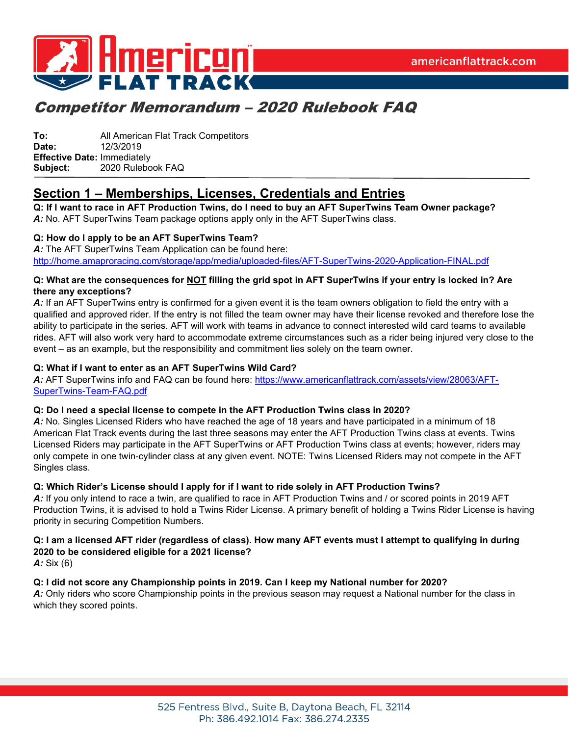# Competitor Memorandum – 2020 Rulebook FAQ

**To:** All American Flat Track Competitors
**Date:** 12/3/2019
**Effective Date:** Immediately
**Subject:** 2020 Rulebook FAQ

## Section 1 – Memberships, Licenses, Credentials and Entries

**Q: If I want to race in AFT Production Twins, do I need to buy an AFT SuperTwins Team Owner package?**
***A:*** No. AFT SuperTwins Team package options apply only in the AFT SuperTwins class.

**Q: How do I apply to be an AFT SuperTwins Team?**
***A:*** The AFT SuperTwins Team Application can be found here:
http://home.amaproracing.com/storage/app/media/uploaded-files/AFT-SuperTwins-2020-Application-FINAL.pdf

**Q: What are the consequences for NOT filling the grid spot in AFT SuperTwins if your entry is locked in? Are there any exceptions?**
***A:*** If an AFT SuperTwins entry is confirmed for a given event it is the team owners obligation to field the entry with a qualified and approved rider. If the entry is not filled the team owner may have their license revoked and therefore lose the ability to participate in the series. AFT will work with teams in advance to connect interested wild card teams to available rides. AFT will also work very hard to accommodate extreme circumstances such as a rider being injured very close to the event – as an example, but the responsibility and commitment lies solely on the team owner.

**Q: What if I want to enter as an AFT SuperTwins Wild Card?**
***A:*** AFT SuperTwins info and FAQ can be found here: https://www.americanflattrack.com/assets/view/28063/AFT-SuperTwins-Team-FAQ.pdf

**Q: Do I need a special license to compete in the AFT Production Twins class in 2020?**
***A:*** No. Singles Licensed Riders who have reached the age of 18 years and have participated in a minimum of 18 American Flat Track events during the last three seasons may enter the AFT Production Twins class at events. Twins Licensed Riders may participate in the AFT SuperTwins or AFT Production Twins class at events; however, riders may only compete in one twin-cylinder class at any given event. NOTE: Twins Licensed Riders may not compete in the AFT Singles class.

**Q: Which Rider's License should I apply for if I want to ride solely in AFT Production Twins?**
***A:*** If you only intend to race a twin, are qualified to race in AFT Production Twins and / or scored points in 2019 AFT Production Twins, it is advised to hold a Twins Rider License. A primary benefit of holding a Twins Rider License is having priority in securing Competition Numbers.

**Q: I am a licensed AFT rider (regardless of class). How many AFT events must I attempt to qualifying in during 2020 to be considered eligible for a 2021 license?**
***A:*** Six (6)

**Q: I did not score any Championship points in 2019. Can I keep my National number for 2020?**
***A:*** Only riders who score Championship points in the previous season may request a National number for the class in which they scored points.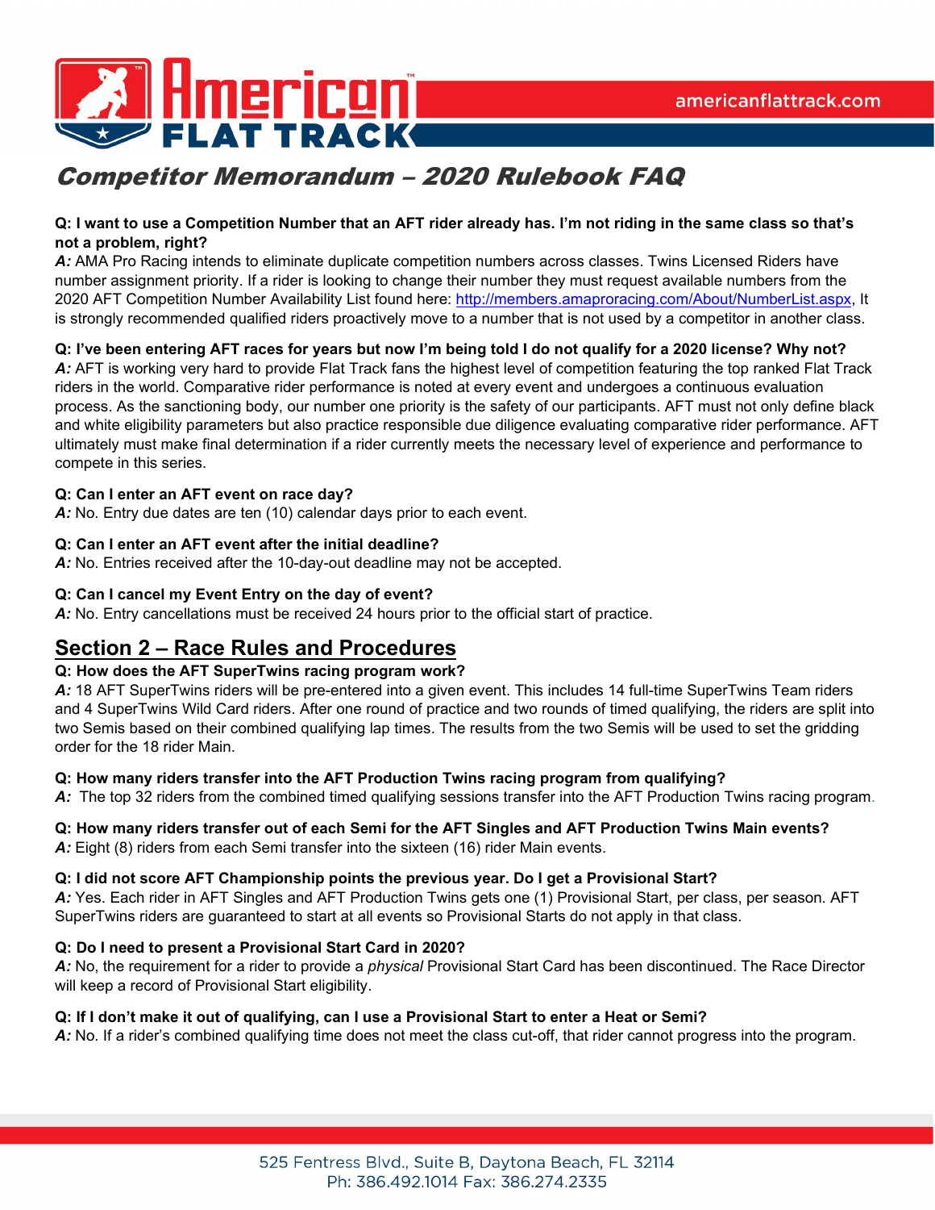## Competitor Memorandum – 2020 Rulebook FAQ

**Q: I want to use a Competition Number that an AFT rider already has. I'm not riding in the same class so that's not a problem, right?**
***A:*** AMA Pro Racing intends to eliminate duplicate competition numbers across classes. Twins Licensed Riders have number assignment priority. If a rider is looking to change their number they must request available numbers from the 2020 AFT Competition Number Availability List found here: http://members.amaproracing.com/About/NumberList.aspx, It is strongly recommended qualified riders proactively move to a number that is not used by a competitor in another class.

**Q: I've been entering AFT races for years but now I'm being told I do not qualify for a 2020 license? Why not?**
***A:*** AFT is working very hard to provide Flat Track fans the highest level of competition featuring the top ranked Flat Track riders in the world. Comparative rider performance is noted at every event and undergoes a continuous evaluation process. As the sanctioning body, our number one priority is the safety of our participants. AFT must not only define black and white eligibility parameters but also practice responsible due diligence evaluating comparative rider performance. AFT ultimately must make final determination if a rider currently meets the necessary level of experience and performance to compete in this series.

**Q: Can I enter an AFT event on race day?**
***A:*** No. Entry due dates are ten (10) calendar days prior to each event.

**Q: Can I enter an AFT event after the initial deadline?**
***A:*** No. Entries received after the 10-day-out deadline may not be accepted.

**Q: Can I cancel my Event Entry on the day of event?**
***A:*** No. Entry cancellations must be received 24 hours prior to the official start of practice.

## Section 2 – Race Rules and Procedures

**Q: How does the AFT SuperTwins racing program work?**
***A:*** 18 AFT SuperTwins riders will be pre-entered into a given event. This includes 14 full-time SuperTwins Team riders and 4 SuperTwins Wild Card riders. After one round of practice and two rounds of timed qualifying, the riders are split into two Semis based on their combined qualifying lap times. The results from the two Semis will be used to set the gridding order for the 18 rider Main.

**Q: How many riders transfer into the AFT Production Twins racing program from qualifying?**
***A:*** The top 32 riders from the combined timed qualifying sessions transfer into the AFT Production Twins racing program.

**Q: How many riders transfer out of each Semi for the AFT Singles and AFT Production Twins Main events?**
***A:*** Eight (8) riders from each Semi transfer into the sixteen (16) rider Main events.

**Q: I did not score AFT Championship points the previous year. Do I get a Provisional Start?**
***A:*** Yes. Each rider in AFT Singles and AFT Production Twins gets one (1) Provisional Start, per class, per season. AFT SuperTwins riders are guaranteed to start at all events so Provisional Starts do not apply in that class.

**Q: Do I need to present a Provisional Start Card in 2020?**
***A:*** No, the requirement for a rider to provide a *physical* Provisional Start Card has been discontinued. The Race Director will keep a record of Provisional Start eligibility.

**Q: If I don't make it out of qualifying, can I use a Provisional Start to enter a Heat or Semi?**
***A:*** No. If a rider's combined qualifying time does not meet the class cut-off, that rider cannot progress into the program.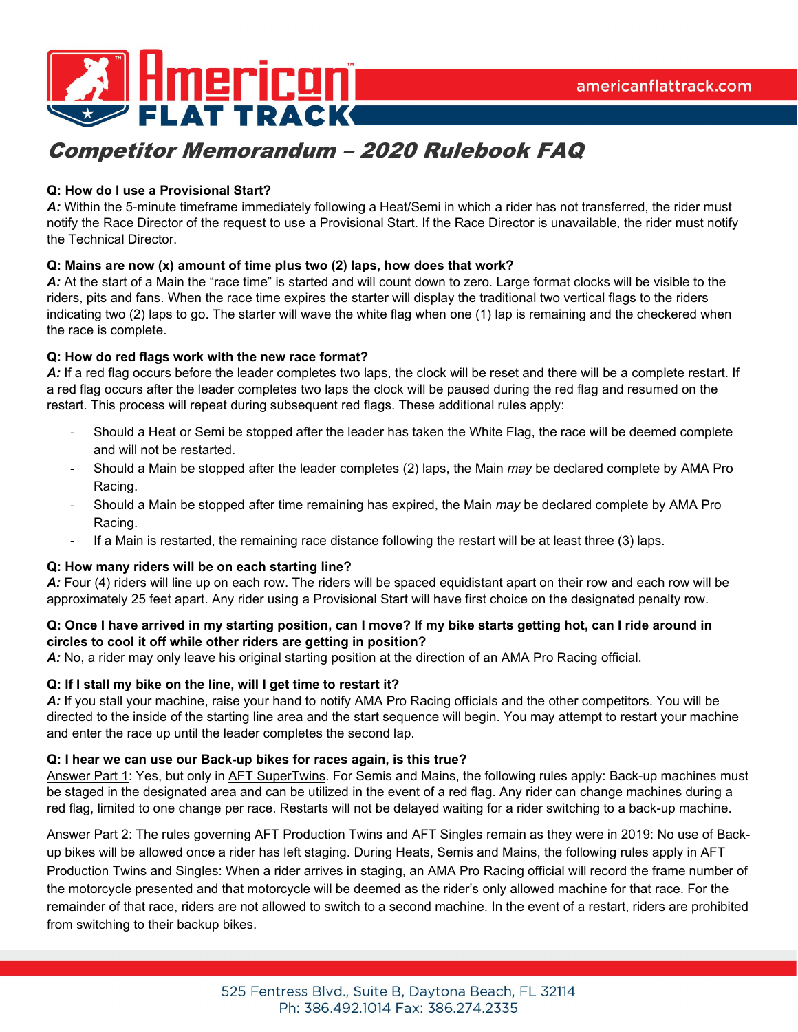# Competitor Memorandum – 2020 Rulebook FAQ

**Q: How do I use a Provisional Start?**
***A:*** Within the 5-minute timeframe immediately following a Heat/Semi in which a rider has not transferred, the rider must notify the Race Director of the request to use a Provisional Start. If the Race Director is unavailable, the rider must notify the Technical Director.

**Q: Mains are now (x) amount of time plus two (2) laps, how does that work?**
***A:*** At the start of a Main the "race time" is started and will count down to zero. Large format clocks will be visible to the riders, pits and fans. When the race time expires the starter will display the traditional two vertical flags to the riders indicating two (2) laps to go. The starter will wave the white flag when one (1) lap is remaining and the checkered when the race is complete.

**Q: How do red flags work with the new race format?**
***A:*** If a red flag occurs before the leader completes two laps, the clock will be reset and there will be a complete restart. If a red flag occurs after the leader completes two laps the clock will be paused during the red flag and resumed on the restart. This process will repeat during subsequent red flags. These additional rules apply:

- Should a Heat or Semi be stopped after the leader has taken the White Flag, the race will be deemed complete and will not be restarted.
- Should a Main be stopped after the leader completes (2) laps, the Main *may* be declared complete by AMA Pro Racing.
- Should a Main be stopped after time remaining has expired, the Main *may* be declared complete by AMA Pro Racing.
- If a Main is restarted, the remaining race distance following the restart will be at least three (3) laps.

**Q: How many riders will be on each starting line?**
***A:*** Four (4) riders will line up on each row. The riders will be spaced equidistant apart on their row and each row will be approximately 25 feet apart. Any rider using a Provisional Start will have first choice on the designated penalty row.

**Q: Once I have arrived in my starting position, can I move? If my bike starts getting hot, can I ride around in circles to cool it off while other riders are getting in position?**
***A:*** No, a rider may only leave his original starting position at the direction of an AMA Pro Racing official.

**Q: If I stall my bike on the line, will I get time to restart it?**
***A:*** If you stall your machine, raise your hand to notify AMA Pro Racing officials and the other competitors. You will be directed to the inside of the starting line area and the start sequence will begin. You may attempt to restart your machine and enter the race up until the leader completes the second lap.

**Q: I hear we can use our Back-up bikes for races again, is this true?**
Answer Part 1: Yes, but only in AFT SuperTwins. For Semis and Mains, the following rules apply: Back-up machines must be staged in the designated area and can be utilized in the event of a red flag. Any rider can change machines during a red flag, limited to one change per race. Restarts will not be delayed waiting for a rider switching to a back-up machine.

Answer Part 2: The rules governing AFT Production Twins and AFT Singles remain as they were in 2019: No use of Back-up bikes will be allowed once a rider has left staging. During Heats, Semis and Mains, the following rules apply in AFT Production Twins and Singles: When a rider arrives in staging, an AMA Pro Racing official will record the frame number of the motorcycle presented and that motorcycle will be deemed as the rider's only allowed machine for that race. For the remainder of that race, riders are not allowed to switch to a second machine. In the event of a restart, riders are prohibited from switching to their backup bikes.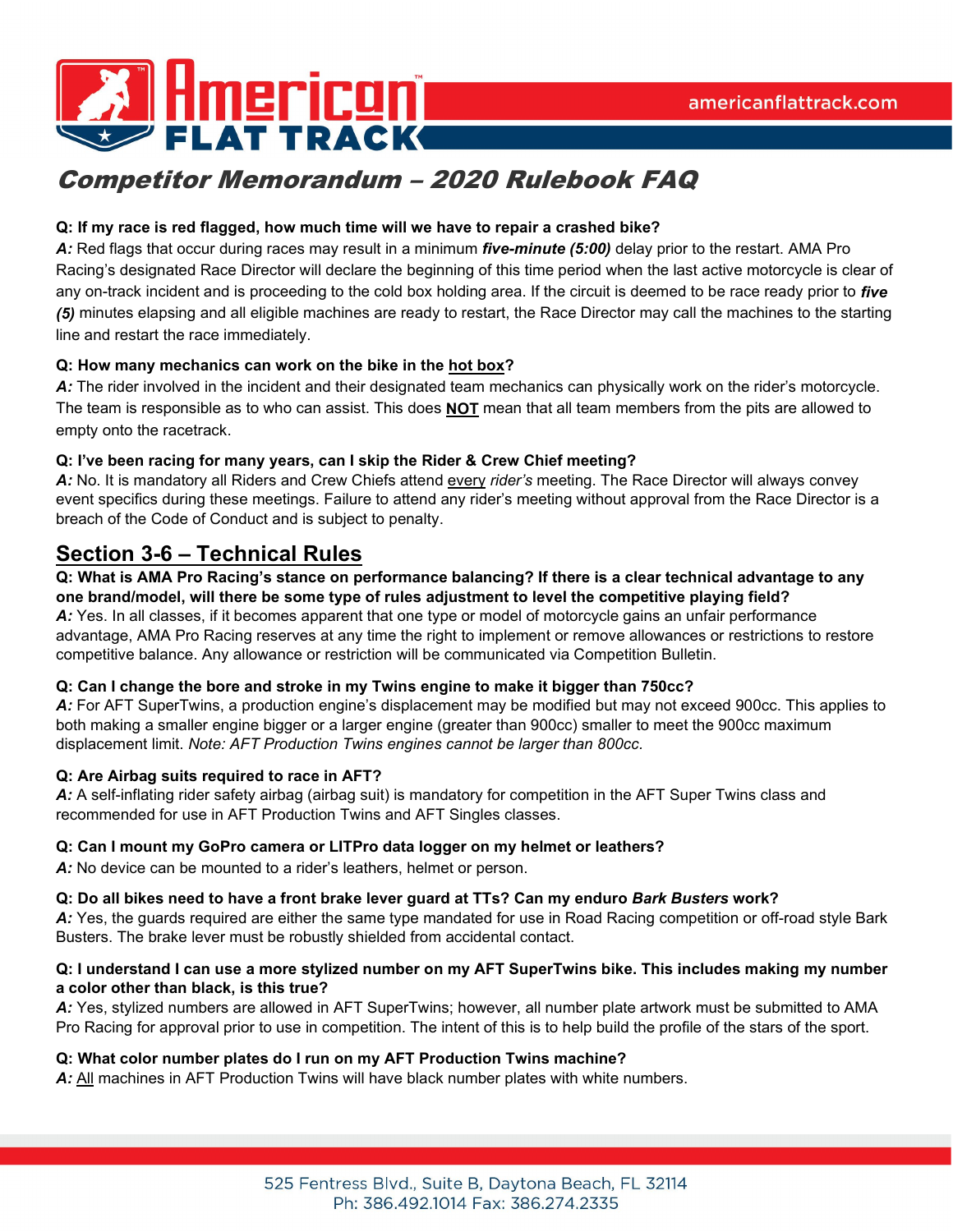# Competitor Memorandum – 2020 Rulebook FAQ

**Q: If my race is red flagged, how much time will we have to repair a crashed bike?**
***A:*** Red flags that occur during races may result in a minimum ***five-minute (5:00)*** delay prior to the restart. AMA Pro Racing's designated Race Director will declare the beginning of this time period when the last active motorcycle is clear of any on-track incident and is proceeding to the cold box holding area. If the circuit is deemed to be race ready prior to ***five (5)*** minutes elapsing and all eligible machines are ready to restart, the Race Director may call the machines to the starting line and restart the race immediately.

**Q: How many mechanics can work on the bike in the hot box?**
***A:*** The rider involved in the incident and their designated team mechanics can physically work on the rider's motorcycle. The team is responsible as to who can assist. This does **NOT** mean that all team members from the pits are allowed to empty onto the racetrack.

**Q: I've been racing for many years, can I skip the Rider & Crew Chief meeting?**
***A:*** No. It is mandatory all Riders and Crew Chiefs attend every *rider's* meeting. The Race Director will always convey event specifics during these meetings. Failure to attend any rider's meeting without approval from the Race Director is a breach of the Code of Conduct and is subject to penalty.

## Section 3-6 – Technical Rules

**Q: What is AMA Pro Racing's stance on performance balancing? If there is a clear technical advantage to any one brand/model, will there be some type of rules adjustment to level the competitive playing field?**
***A:*** Yes. In all classes, if it becomes apparent that one type or model of motorcycle gains an unfair performance advantage, AMA Pro Racing reserves at any time the right to implement or remove allowances or restrictions to restore competitive balance. Any allowance or restriction will be communicated via Competition Bulletin.

**Q: Can I change the bore and stroke in my Twins engine to make it bigger than 750cc?**
***A:*** For AFT SuperTwins, a production engine's displacement may be modified but may not exceed 900cc. This applies to both making a smaller engine bigger or a larger engine (greater than 900cc) smaller to meet the 900cc maximum displacement limit. *Note: AFT Production Twins engines cannot be larger than 800cc.*

**Q: Are Airbag suits required to race in AFT?**
***A:*** A self-inflating rider safety airbag (airbag suit) is mandatory for competition in the AFT Super Twins class and recommended for use in AFT Production Twins and AFT Singles classes.

**Q: Can I mount my GoPro camera or LITPro data logger on my helmet or leathers?**
***A:*** No device can be mounted to a rider's leathers, helmet or person.

**Q: Do all bikes need to have a front brake lever guard at TTs? Can my enduro *Bark Busters* work?**
***A:*** Yes, the guards required are either the same type mandated for use in Road Racing competition or off-road style Bark Busters. The brake lever must be robustly shielded from accidental contact.

**Q: I understand I can use a more stylized number on my AFT SuperTwins bike. This includes making my number a color other than black, is this true?**
***A:*** Yes, stylized numbers are allowed in AFT SuperTwins; however, all number plate artwork must be submitted to AMA Pro Racing for approval prior to use in competition. The intent of this is to help build the profile of the stars of the sport.

**Q: What color number plates do I run on my AFT Production Twins machine?**
***A:*** All machines in AFT Production Twins will have black number plates with white numbers.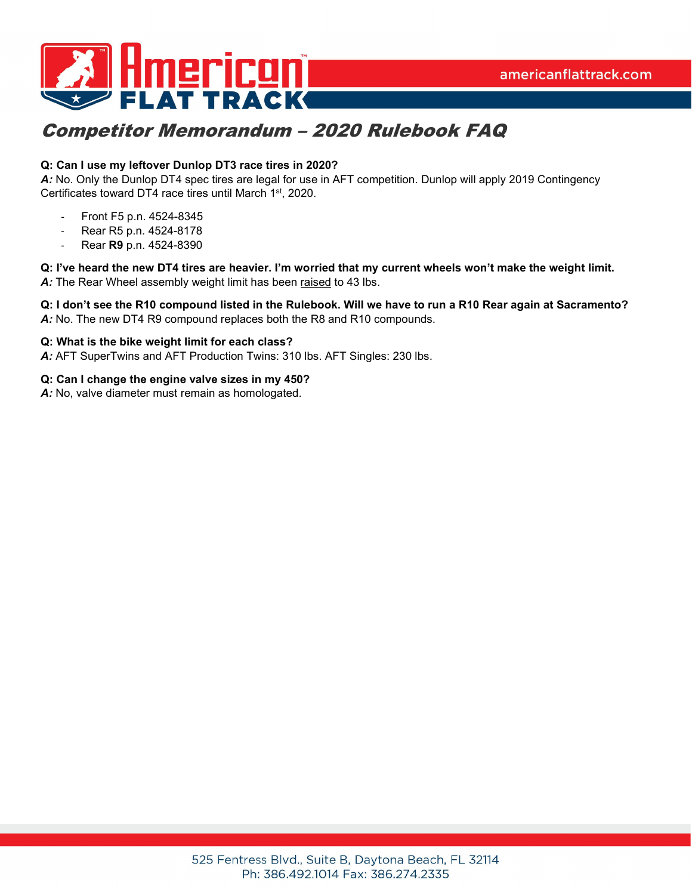# Competitor Memorandum – 2020 Rulebook FAQ

**Q: Can I use my leftover Dunlop DT3 race tires in 2020?**
***A:*** No. Only the Dunlop DT4 spec tires are legal for use in AFT competition. Dunlop will apply 2019 Contingency Certificates toward DT4 race tires until March 1st, 2020.

- Front F5 p.n. 4524-8345
- Rear R5 p.n. 4524-8178
- Rear **R9** p.n. 4524-8390

**Q: I've heard the new DT4 tires are heavier. I'm worried that my current wheels won't make the weight limit.**
***A:*** The Rear Wheel assembly weight limit has been raised to 43 lbs.

**Q: I don't see the R10 compound listed in the Rulebook. Will we have to run a R10 Rear again at Sacramento?**
***A:*** No. The new DT4 R9 compound replaces both the R8 and R10 compounds.

**Q: What is the bike weight limit for each class?**
***A:*** AFT SuperTwins and AFT Production Twins: 310 lbs. AFT Singles: 230 lbs.

**Q: Can I change the engine valve sizes in my 450?**
***A:*** No, valve diameter must remain as homologated.